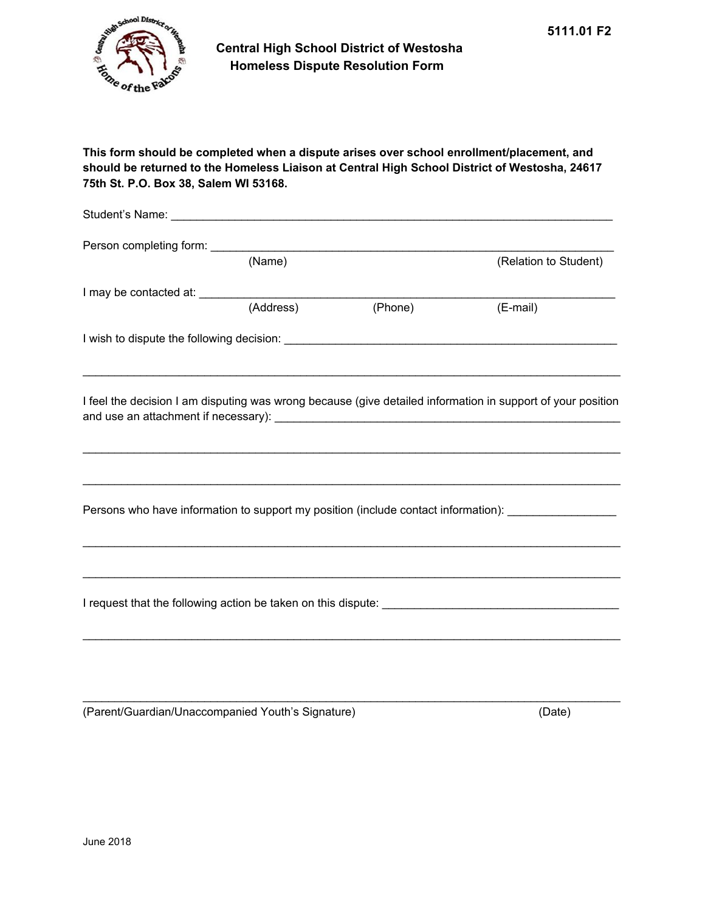5111.01 F2

# Central High School District of Westosha
## Homeless Dispute Resolution Form

**This form should be completed when a dispute arises over school enrollment/placement, and should be returned to the Homeless Liaison at Central High School District of Westosha, 24617 75th St. P.O. Box 38, Salem WI 53168.**

Student's Name: ______________________________________________________________________

Person completing form: ________________________________________________________________
(Name) (Relation to Student)

I may be contacted at: _________________________________________________________________
(Address) (Phone) (E-mail)

I wish to dispute the following decision: ____________________________________________________

__________________________________________________________________________________

I feel the decision I am disputing was wrong because (give detailed information in support of your position and use an attachment if necessary): ______________________________________________

__________________________________________________________________________________

__________________________________________________________________________________

Persons who have information to support my position (include contact information): _______________

__________________________________________________________________________________

__________________________________________________________________________________

I request that the following action be taken on this dispute: ________________________________

__________________________________________________________________________________

__________________________________________________________________________________
(Parent/Guardian/Unaccompanied Youth's Signature) (Date)

June 2018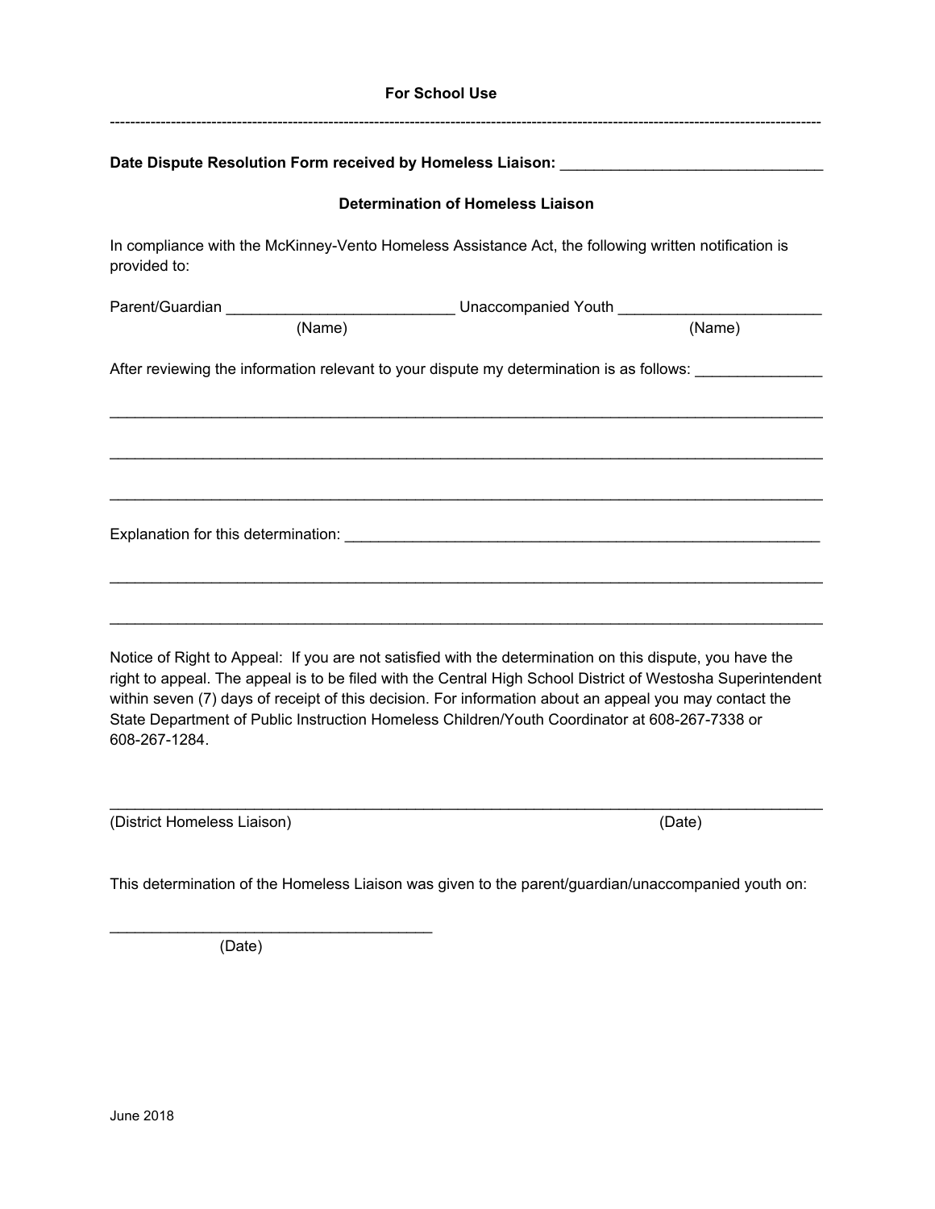**For School Use**

---

**Date Dispute Resolution Form received by Homeless Liaison:** _______________________________

**Determination of Homeless Liaison**

In compliance with the McKinney-Vento Homeless Assistance Act, the following written notification is provided to:

Parent/Guardian ___________________________ Unaccompanied Youth ________________________
(Name) (Name)

After reviewing the information relevant to your dispute my determination is as follows: _______________

_____________________________________________________________________________________

_____________________________________________________________________________________

_____________________________________________________________________________________

Explanation for this determination: ________________________________________________________

_____________________________________________________________________________________

_____________________________________________________________________________________

Notice of Right to Appeal: If you are not satisfied with the determination on this dispute, you have the right to appeal. The appeal is to be filed with the Central High School District of Westosha Superintendent within seven (7) days of receipt of this decision. For information about an appeal you may contact the State Department of Public Instruction Homeless Children/Youth Coordinator at 608-267-7338 or 608-267-1284.

_____________________________________________________________________________________
(District Homeless Liaison) (Date)

This determination of the Homeless Liaison was given to the parent/guardian/unaccompanied youth on:

______________________________________
(Date)

June 2018